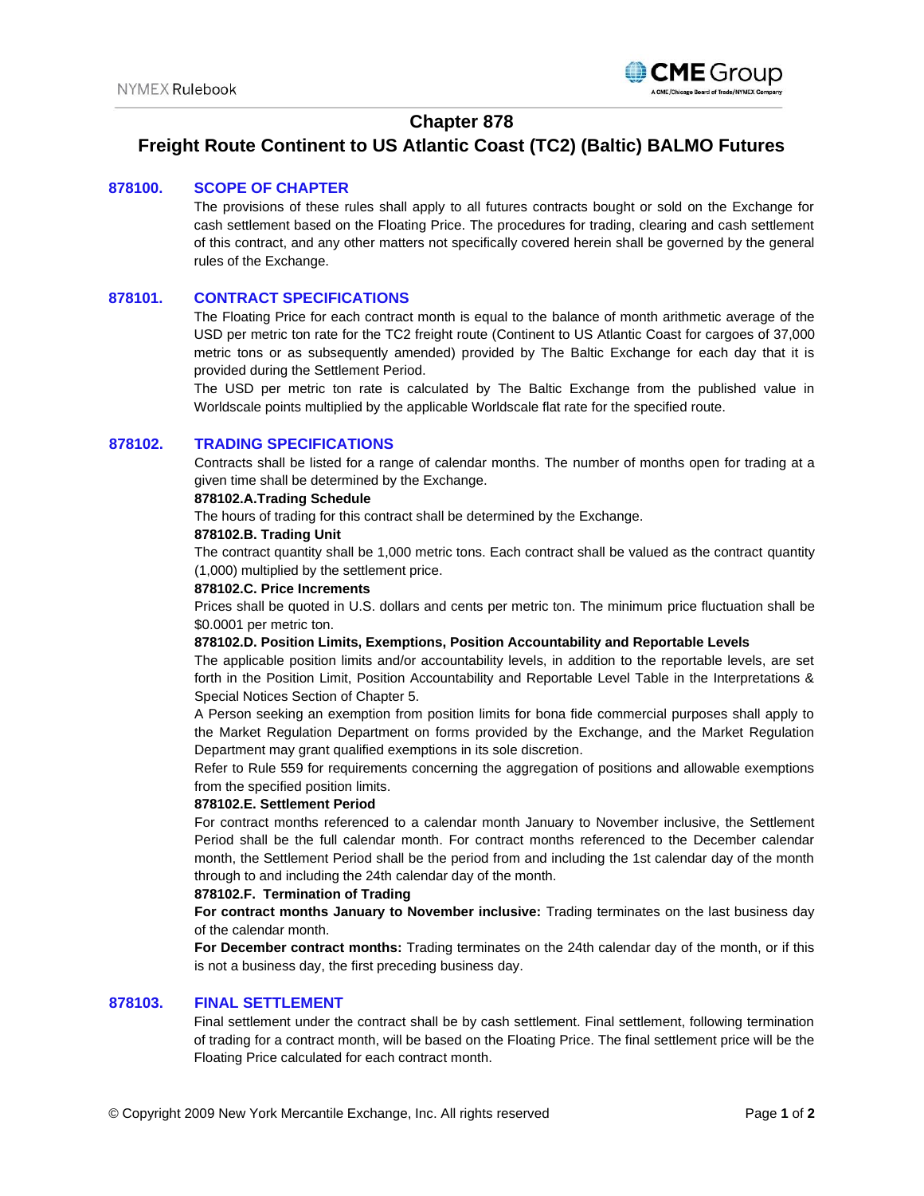# Chapter 878

# Freight Route Continent to US Atlantic Coast (TC2) (Baltic) BALMO Futures

## 878100. SCOPE OF CHAPTER

The provisions of these rules shall apply to all futures contracts bought or sold on the Exchange for cash settlement based on the Floating Price. The procedures for trading, clearing and cash settlement of this contract, and any other matters not specifically covered herein shall be governed by the general rules of the Exchange.

## 878101. CONTRACT SPECIFICATIONS

The Floating Price for each contract month is equal to the balance of month arithmetic average of the USD per metric ton rate for the TC2 freight route (Continent to US Atlantic Coast for cargoes of 37,000 metric tons or as subsequently amended) provided by The Baltic Exchange for each day that it is provided during the Settlement Period.

The USD per metric ton rate is calculated by The Baltic Exchange from the published value in Worldscale points multiplied by the applicable Worldscale flat rate for the specified route.

## 878102. TRADING SPECIFICATIONS

Contracts shall be listed for a range of calendar months. The number of months open for trading at a given time shall be determined by the Exchange.

**878102.A.Trading Schedule**

The hours of trading for this contract shall be determined by the Exchange.

**878102.B. Trading Unit**

The contract quantity shall be 1,000 metric tons. Each contract shall be valued as the contract quantity (1,000) multiplied by the settlement price.

**878102.C. Price Increments**

Prices shall be quoted in U.S. dollars and cents per metric ton. The minimum price fluctuation shall be $0.0001 per metric ton.

**878102.D. Position Limits, Exemptions, Position Accountability and Reportable Levels**

The applicable position limits and/or accountability levels, in addition to the reportable levels, are set forth in the Position Limit, Position Accountability and Reportable Level Table in the Interpretations & Special Notices Section of Chapter 5.

A Person seeking an exemption from position limits for bona fide commercial purposes shall apply to the Market Regulation Department on forms provided by the Exchange, and the Market Regulation Department may grant qualified exemptions in its sole discretion.

Refer to Rule 559 for requirements concerning the aggregation of positions and allowable exemptions from the specified position limits.

**878102.E. Settlement Period**

For contract months referenced to a calendar month January to November inclusive, the Settlement Period shall be the full calendar month. For contract months referenced to the December calendar month, the Settlement Period shall be the period from and including the 1st calendar day of the month through to and including the 24th calendar day of the month.

**878102.F. Termination of Trading**

**For contract months January to November inclusive:** Trading terminates on the last business day of the calendar month.

**For December contract months:** Trading terminates on the 24th calendar day of the month, or if this is not a business day, the first preceding business day.

## 878103. FINAL SETTLEMENT

Final settlement under the contract shall be by cash settlement. Final settlement, following termination of trading for a contract month, will be based on the Floating Price. The final settlement price will be the Floating Price calculated for each contract month.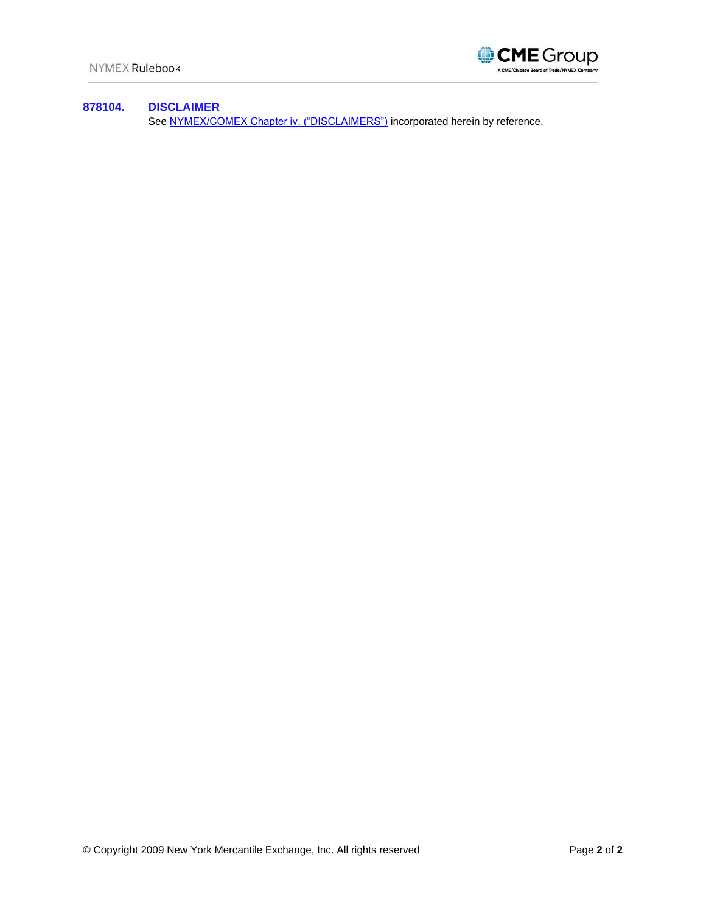### 878104. DISCLAIMER

See NYMEX/COMEX Chapter iv. ("DISCLAIMERS") incorporated herein by reference.